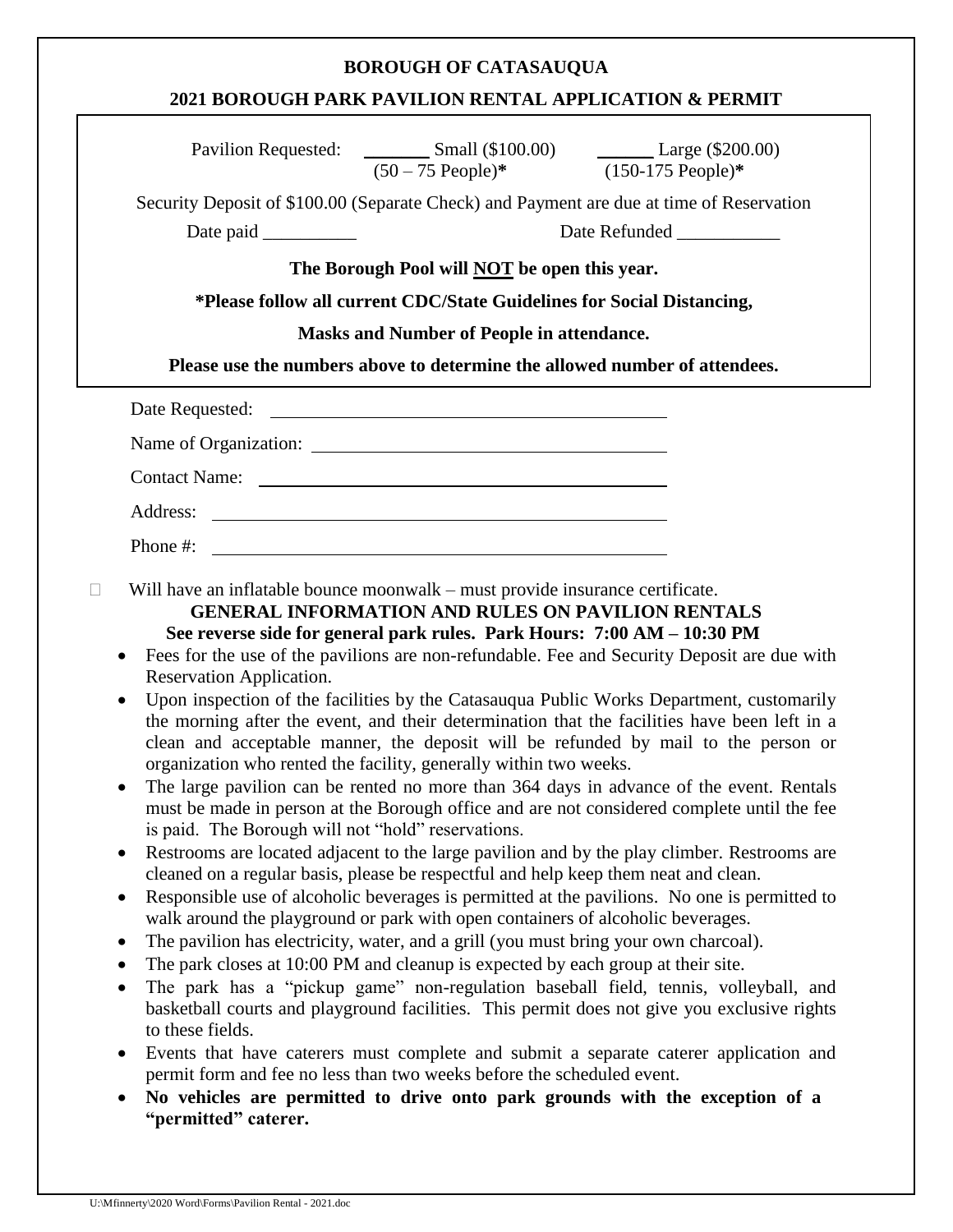**BOROUGH OF CATASAUQUA**

**2021 BOROUGH PARK PAVILION RENTAL APPLICATION & PERMIT**

Pavilion Requested: _______ Small ($100.00) (50 – 75 People)* ______ Large ($200.00) (150-175 People)*

Security Deposit of $100.00 (Separate Check) and Payment are due at time of Reservation

Date paid __________ Date Refunded ___________

**The Borough Pool will NOT be open this year.**

***Please follow all current CDC/State Guidelines for Social Distancing,**

**Masks and Number of People in attendance.**

**Please use the numbers above to determine the allowed number of attendees.**

Date Requested: ____________________________________________

Name of Organization: ______________________________________

Contact Name: ____________________________________________

Address: ________________________________________________

Phone #: ________________________________________________

☐ Will have an inflatable bounce moonwalk – must provide insurance certificate.

**GENERAL INFORMATION AND RULES ON PAVILION RENTALS**

**See reverse side for general park rules. Park Hours: 7:00 AM – 10:30 PM**

- Fees for the use of the pavilions are non-refundable. Fee and Security Deposit are due with Reservation Application.
- Upon inspection of the facilities by the Catasauqua Public Works Department, customarily the morning after the event, and their determination that the facilities have been left in a clean and acceptable manner, the deposit will be refunded by mail to the person or organization who rented the facility, generally within two weeks.
- The large pavilion can be rented no more than 364 days in advance of the event. Rentals must be made in person at the Borough office and are not considered complete until the fee is paid. The Borough will not "hold" reservations.
- Restrooms are located adjacent to the large pavilion and by the play climber. Restrooms are cleaned on a regular basis, please be respectful and help keep them neat and clean.
- Responsible use of alcoholic beverages is permitted at the pavilions. No one is permitted to walk around the playground or park with open containers of alcoholic beverages.
- The pavilion has electricity, water, and a grill (you must bring your own charcoal).
- The park closes at 10:00 PM and cleanup is expected by each group at their site.
- The park has a "pickup game" non-regulation baseball field, tennis, volleyball, and basketball courts and playground facilities. This permit does not give you exclusive rights to these fields.
- Events that have caterers must complete and submit a separate caterer application and permit form and fee no less than two weeks before the scheduled event.
- **No vehicles are permitted to drive onto park grounds with the exception of a "permitted" caterer.**

U:\Mfinnerty\2020 Word\Forms\Pavilion Rental - 2021.doc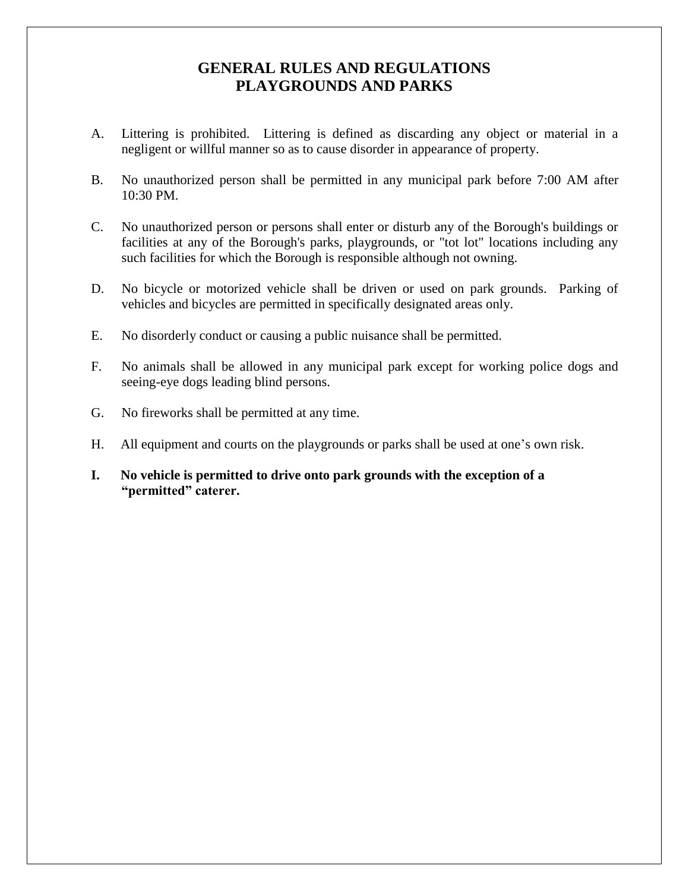# GENERAL RULES AND REGULATIONS
# PLAYGROUNDS AND PARKS

A. Littering is prohibited. Littering is defined as discarding any object or material in a negligent or willful manner so as to cause disorder in appearance of property.

B. No unauthorized person shall be permitted in any municipal park before 7:00 AM after 10:30 PM.

C. No unauthorized person or persons shall enter or disturb any of the Borough's buildings or facilities at any of the Borough's parks, playgrounds, or "tot lot" locations including any such facilities for which the Borough is responsible although not owning.

D. No bicycle or motorized vehicle shall be driven or used on park grounds. Parking of vehicles and bicycles are permitted in specifically designated areas only.

E. No disorderly conduct or causing a public nuisance shall be permitted.

F. No animals shall be allowed in any municipal park except for working police dogs and seeing-eye dogs leading blind persons.

G. No fireworks shall be permitted at any time.

H. All equipment and courts on the playgrounds or parks shall be used at one's own risk.

**I. No vehicle is permitted to drive onto park grounds with the exception of a "permitted" caterer.**